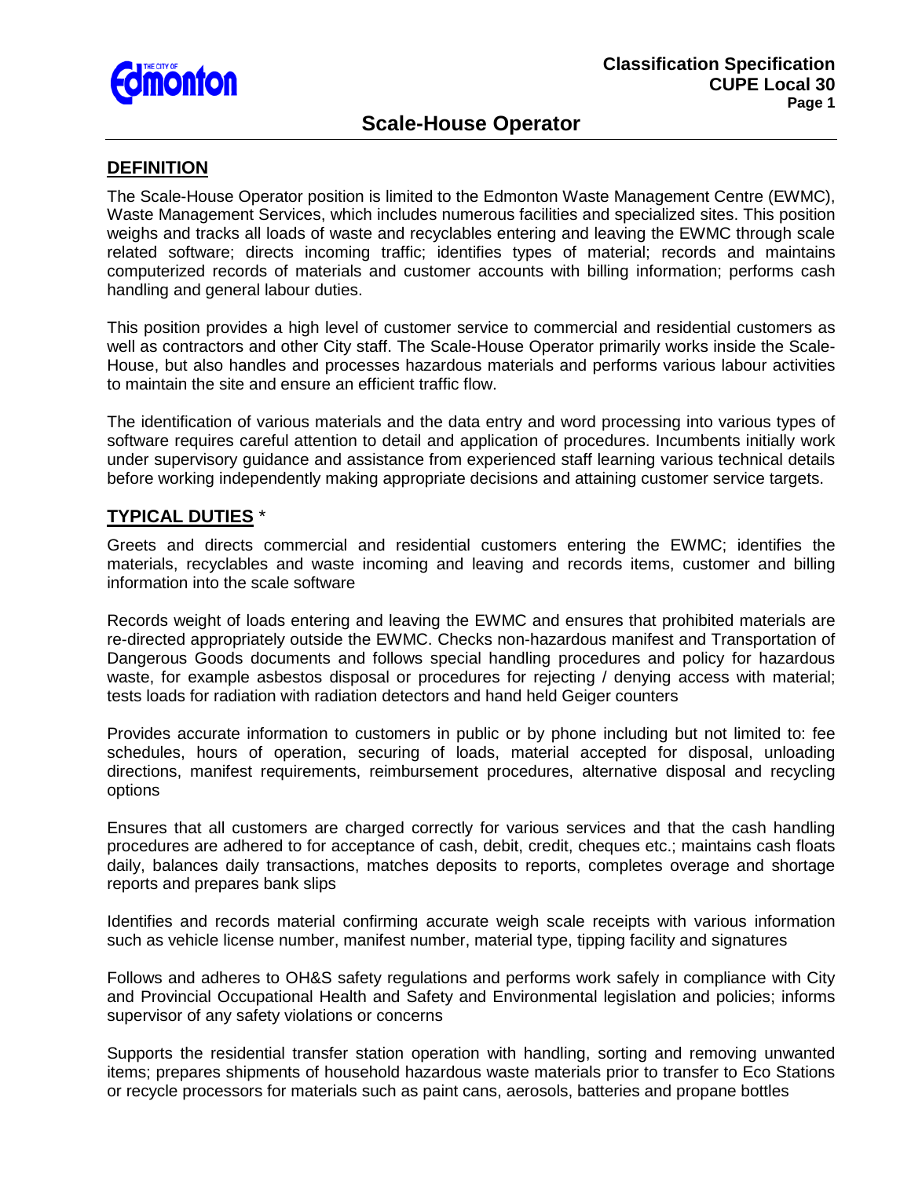# Scale-House Operator

Classification Specification
CUPE Local 30

## DEFINITION

The Scale-House Operator position is limited to the Edmonton Waste Management Centre (EWMC), Waste Management Services, which includes numerous facilities and specialized sites. This position weighs and tracks all loads of waste and recyclables entering and leaving the EWMC through scale related software; directs incoming traffic; identifies types of material; records and maintains computerized records of materials and customer accounts with billing information; performs cash handling and general labour duties.

This position provides a high level of customer service to commercial and residential customers as well as contractors and other City staff. The Scale-House Operator primarily works inside the Scale-House, but also handles and processes hazardous materials and performs various labour activities to maintain the site and ensure an efficient traffic flow.

The identification of various materials and the data entry and word processing into various types of software requires careful attention to detail and application of procedures. Incumbents initially work under supervisory guidance and assistance from experienced staff learning various technical details before working independently making appropriate decisions and attaining customer service targets.

## TYPICAL DUTIES *

Greets and directs commercial and residential customers entering the EWMC; identifies the materials, recyclables and waste incoming and leaving and records items, customer and billing information into the scale software

Records weight of loads entering and leaving the EWMC and ensures that prohibited materials are re-directed appropriately outside the EWMC. Checks non-hazardous manifest and Transportation of Dangerous Goods documents and follows special handling procedures and policy for hazardous waste, for example asbestos disposal or procedures for rejecting / denying access with material; tests loads for radiation with radiation detectors and hand held Geiger counters

Provides accurate information to customers in public or by phone including but not limited to: fee schedules, hours of operation, securing of loads, material accepted for disposal, unloading directions, manifest requirements, reimbursement procedures, alternative disposal and recycling options

Ensures that all customers are charged correctly for various services and that the cash handling procedures are adhered to for acceptance of cash, debit, credit, cheques etc.; maintains cash floats daily, balances daily transactions, matches deposits to reports, completes overage and shortage reports and prepares bank slips

Identifies and records material confirming accurate weigh scale receipts with various information such as vehicle license number, manifest number, material type, tipping facility and signatures

Follows and adheres to OH&S safety regulations and performs work safely in compliance with City and Provincial Occupational Health and Safety and Environmental legislation and policies; informs supervisor of any safety violations or concerns

Supports the residential transfer station operation with handling, sorting and removing unwanted items; prepares shipments of household hazardous waste materials prior to transfer to Eco Stations or recycle processors for materials such as paint cans, aerosols, batteries and propane bottles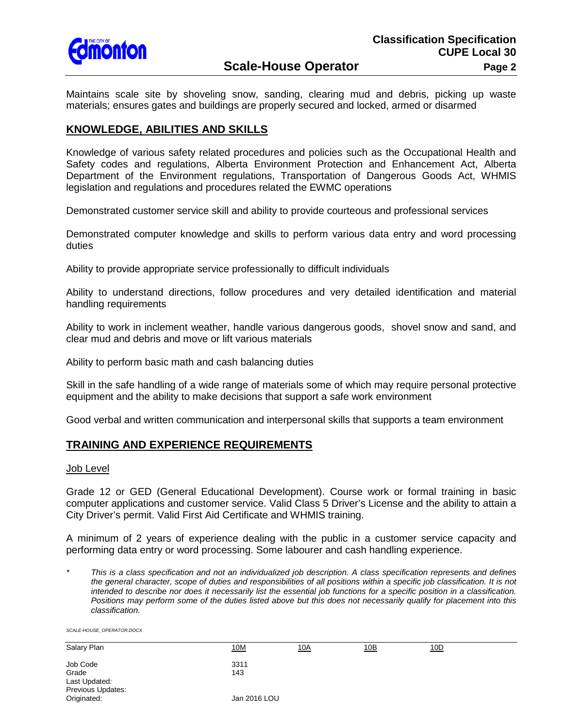Maintains scale site by shoveling snow, sanding, clearing mud and debris, picking up waste materials; ensures gates and buildings are properly secured and locked, armed or disarmed

## KNOWLEDGE, ABILITIES AND SKILLS

Knowledge of various safety related procedures and policies such as the Occupational Health and Safety codes and regulations, Alberta Environment Protection and Enhancement Act, Alberta Department of the Environment regulations, Transportation of Dangerous Goods Act, WHMIS legislation and regulations and procedures related the EWMC operations

Demonstrated customer service skill and ability to provide courteous and professional services

Demonstrated computer knowledge and skills to perform various data entry and word processing duties

Ability to provide appropriate service professionally to difficult individuals

Ability to understand directions, follow procedures and very detailed identification and material handling requirements

Ability to work in inclement weather, handle various dangerous goods, shovel snow and sand, and clear mud and debris and move or lift various materials

Ability to perform basic math and cash balancing duties

Skill in the safe handling of a wide range of materials some of which may require personal protective equipment and the ability to make decisions that support a safe work environment

Good verbal and written communication and interpersonal skills that supports a team environment

## TRAINING AND EXPERIENCE REQUIREMENTS

### Job Level

Grade 12 or GED (General Educational Development). Course work or formal training in basic computer applications and customer service. Valid Class 5 Driver's License and the ability to attain a City Driver's permit. Valid First Aid Certificate and WHMIS training.

A minimum of 2 years of experience dealing with the public in a customer service capacity and performing data entry or word processing. Some labourer and cash handling experience.

\* *This is a class specification and not an individualized job description. A class specification represents and defines the general character, scope of duties and responsibilities of all positions within a specific job classification. It is not intended to describe nor does it necessarily list the essential job functions for a specific position in a classification. Positions may perform some of the duties listed above but this does not necessarily qualify for placement into this classification.*

*SCALE-HOUSE_OPERATOR.DOCX*

| Salary Plan | 10M | 10A | 10B | 10D |
|---|---|---|---|---|
| Job Code | 3311 | | | |
| Grade | 143 | | | |
| Last Updated: | | | | |
| Previous Updates: | | | | |
| Originated: | Jan 2016 LOU | | | |